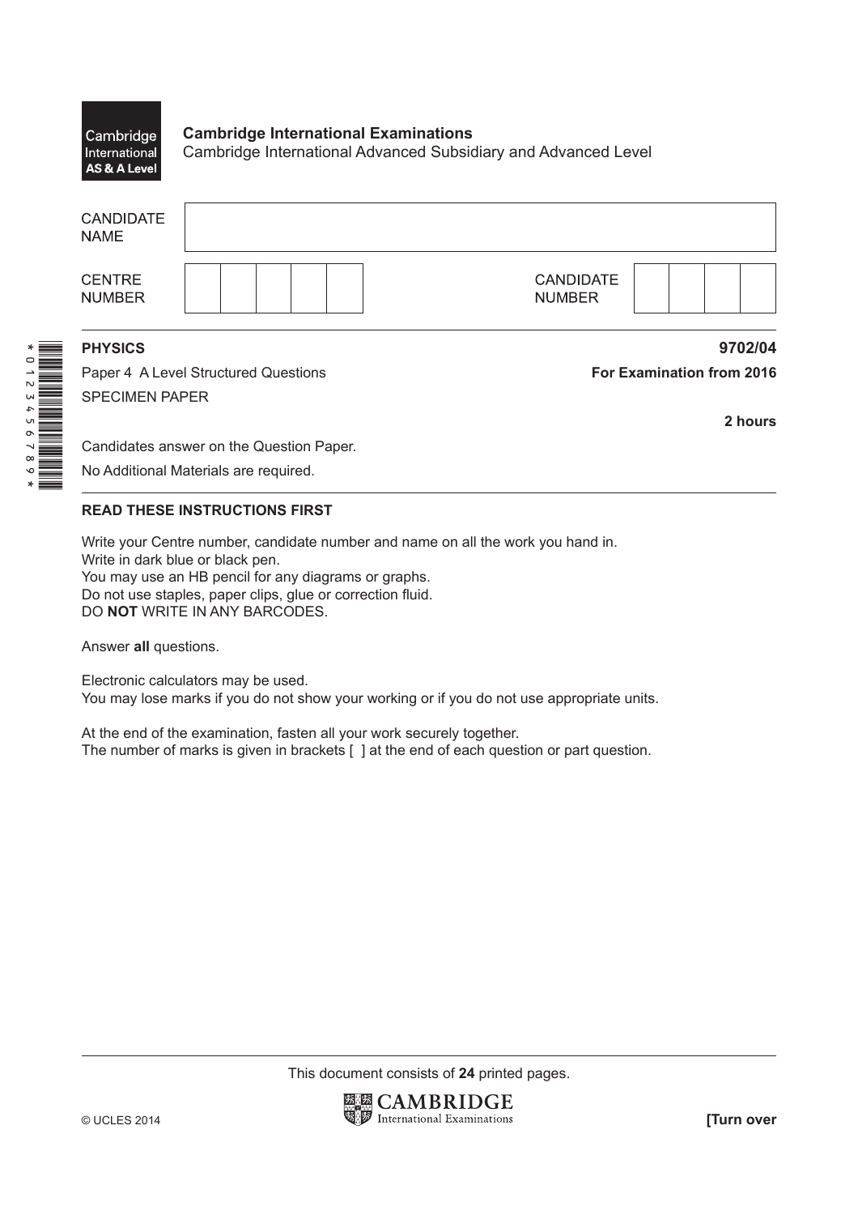Cambridge International AS & A Level

**Cambridge International Examinations**
Cambridge International Advanced Subsidiary and Advanced Level

| CANDIDATE NAME | |
|---|---|

| CENTRE NUMBER | | | | | | CANDIDATE NUMBER | | | | |
|---|---|---|---|---|---|---|---|---|---|---|

*0123456789*

**PHYSICS** **9702/04**

Paper 4 A Level Structured Questions **For Examination from 2016**

SPECIMEN PAPER

**2 hours**

Candidates answer on the Question Paper.

No Additional Materials are required.

**READ THESE INSTRUCTIONS FIRST**

Write your Centre number, candidate number and name on all the work you hand in.
Write in dark blue or black pen.
You may use an HB pencil for any diagrams or graphs.
Do not use staples, paper clips, glue or correction fluid.
DO **NOT** WRITE IN ANY BARCODES.

Answer **all** questions.

Electronic calculators may be used.
You may lose marks if you do not show your working or if you do not use appropriate units.

At the end of the examination, fasten all your work securely together.
The number of marks is given in brackets [ ] at the end of each question or part question.

This document consists of **24** printed pages.

© UCLES 2014 **[Turn over**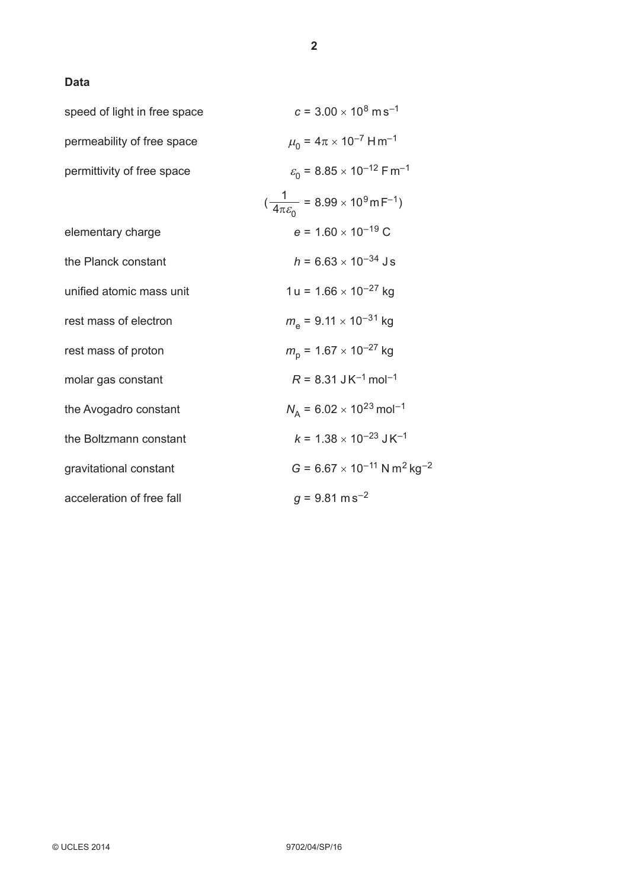## Data

| | |
|---|---|
| speed of light in free space | $c = 3.00 \times 10^{8}\ \mathrm{m\,s^{-1}}$ |
| permeability of free space | $\mu_0 = 4\pi \times 10^{-7}\ \mathrm{H\,m^{-1}}$ |
| permittivity of free space | $\varepsilon_0 = 8.85 \times 10^{-12}\ \mathrm{F\,m^{-1}}$ |
| | $(\frac{1}{4\pi\varepsilon_0} = 8.99 \times 10^{9}\ \mathrm{m\,F^{-1}})$ |
| elementary charge | $e = 1.60 \times 10^{-19}\ \mathrm{C}$ |
| the Planck constant | $h = 6.63 \times 10^{-34}\ \mathrm{J\,s}$ |
| unified atomic mass unit | $1\ \mathrm{u} = 1.66 \times 10^{-27}\ \mathrm{kg}$ |
| rest mass of electron | $m_e = 9.11 \times 10^{-31}\ \mathrm{kg}$ |
| rest mass of proton | $m_p = 1.67 \times 10^{-27}\ \mathrm{kg}$ |
| molar gas constant | $R = 8.31\ \mathrm{J\,K^{-1}\,mol^{-1}}$ |
| the Avogadro constant | $N_A = 6.02 \times 10^{23}\ \mathrm{mol^{-1}}$ |
| the Boltzmann constant | $k = 1.38 \times 10^{-23}\ \mathrm{J\,K^{-1}}$ |
| gravitational constant | $G = 6.67 \times 10^{-11}\ \mathrm{N\,m^{2}\,kg^{-2}}$ |
| acceleration of free fall | $g = 9.81\ \mathrm{m\,s^{-2}}$ |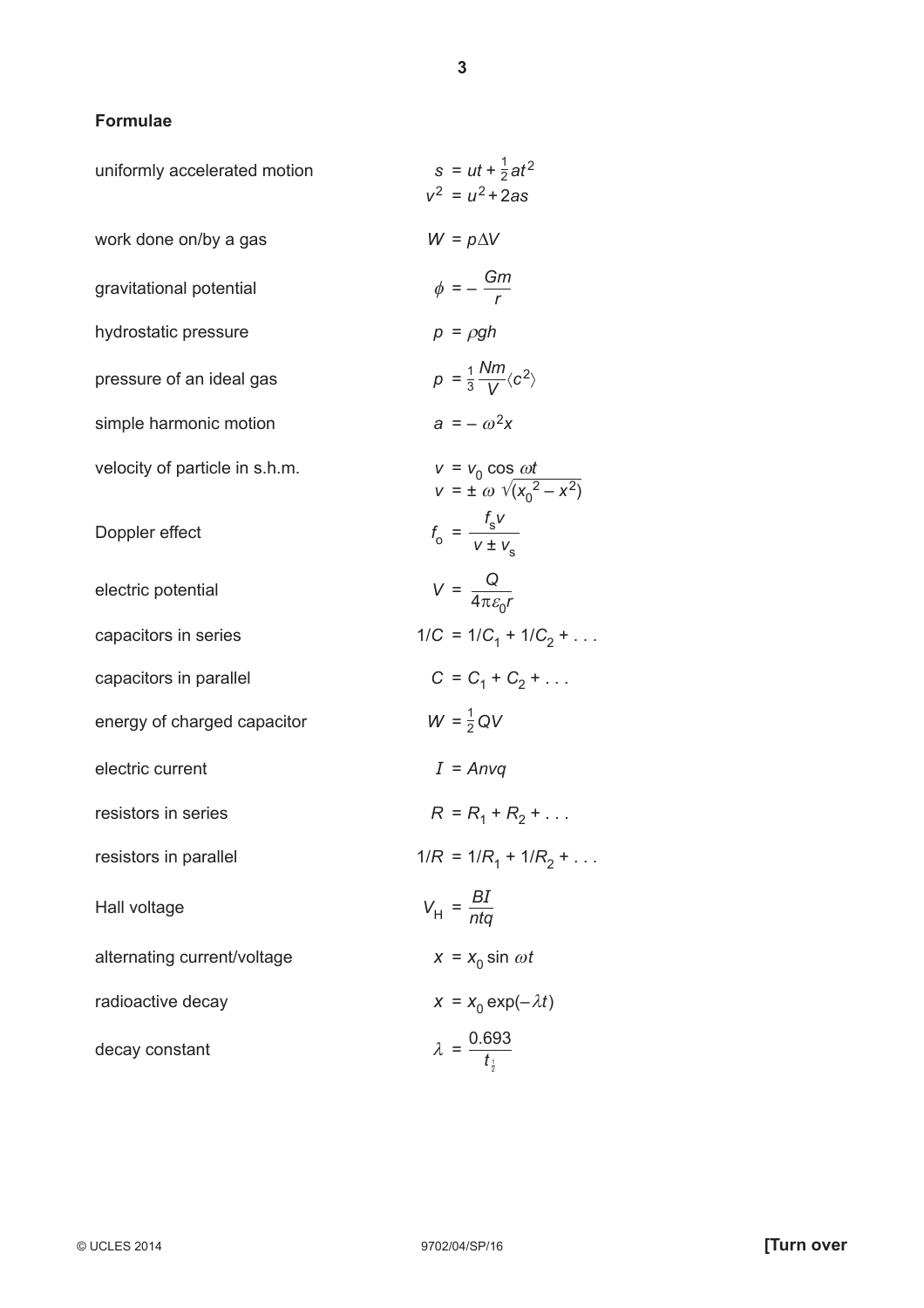## Formulae

| | |
|---|---|
| uniformly accelerated motion | $s = ut + \frac{1}{2}at^2$ <br> $v^2 = u^2 + 2as$ |
| work done on/by a gas | $W = p\Delta V$ |
| gravitational potential | $\phi = -\dfrac{Gm}{r}$ |
| hydrostatic pressure | $p = \rho gh$ |
| pressure of an ideal gas | $p = \frac{1}{3}\dfrac{Nm}{V}\langle c^2 \rangle$ |
| simple harmonic motion | $a = -\omega^2 x$ |
| velocity of particle in s.h.m. | $v = v_0 \cos \omega t$ <br> $v = \pm \omega \sqrt{(x_0^2 - x^2)}$ |
| Doppler effect | $f_o = \dfrac{f_s v}{v \pm v_s}$ |
| electric potential | $V = \dfrac{Q}{4\pi\varepsilon_0 r}$ |
| capacitors in series | $1/C = 1/C_1 + 1/C_2 + \ldots$ |
| capacitors in parallel | $C = C_1 + C_2 + \ldots$ |
| energy of charged capacitor | $W = \frac{1}{2}QV$ |
| electric current | $I = Anvq$ |
| resistors in series | $R = R_1 + R_2 + \ldots$ |
| resistors in parallel | $1/R = 1/R_1 + 1/R_2 + \ldots$ |
| Hall voltage | $V_H = \dfrac{BI}{ntq}$ |
| alternating current/voltage | $x = x_0 \sin \omega t$ |
| radioactive decay | $x = x_0 \exp(-\lambda t)$ |
| decay constant | $\lambda = \dfrac{0.693}{t_{\frac{1}{2}}}$ |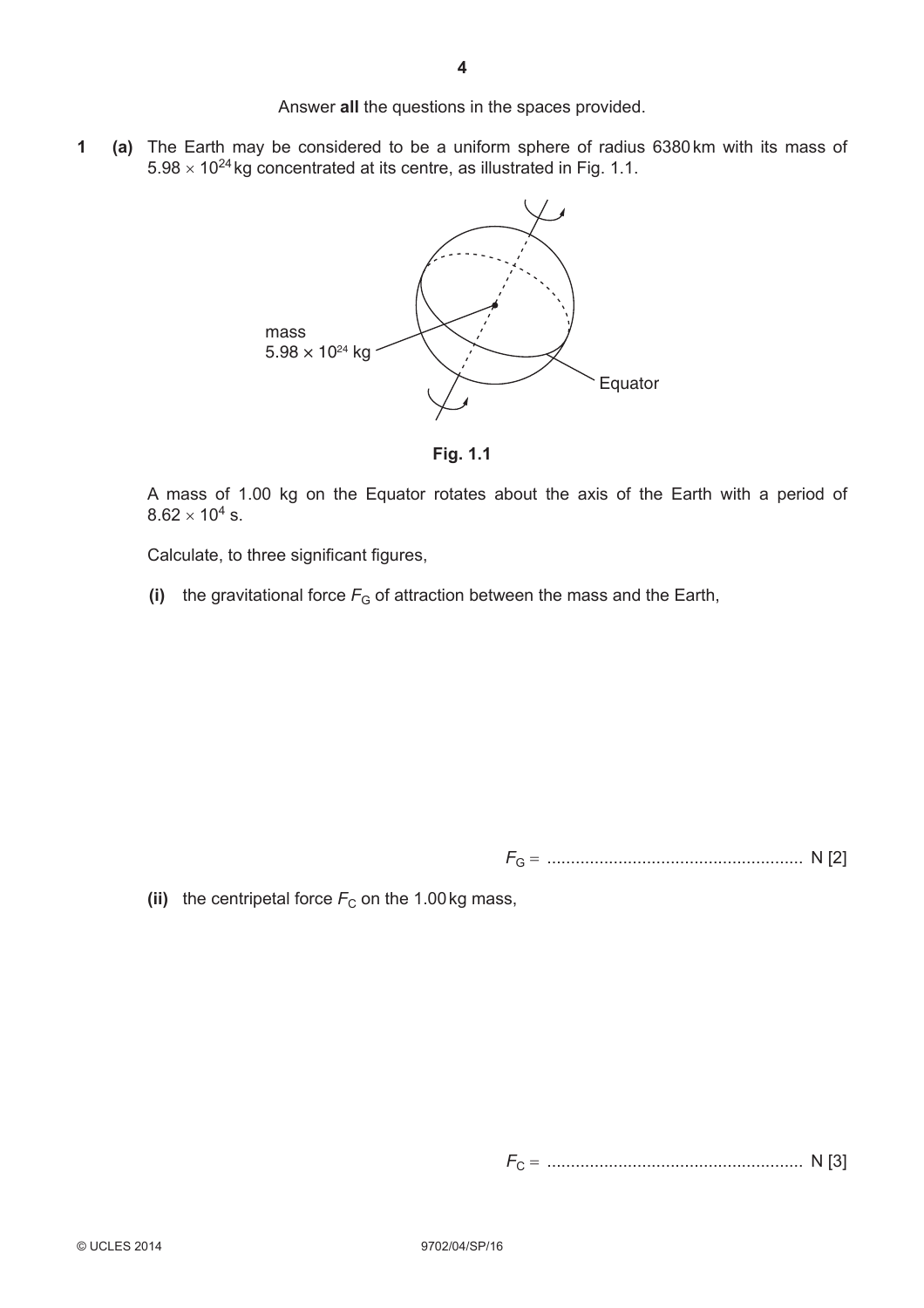Answer **all** the questions in the spaces provided.

**1** **(a)** The Earth may be considered to be a uniform sphere of radius 6380 km with its mass of $5.98 \times 10^{24}$ kg concentrated at its centre, as illustrated in Fig. 1.1.

mass
$5.98 \times 10^{24}$ kg

Equator

**Fig. 1.1**

A mass of 1.00 kg on the Equator rotates about the axis of the Earth with a period of $8.62 \times 10^{4}$ s.

Calculate, to three significant figures,

**(i)** the gravitational force $F_G$ of attraction between the mass and the Earth,

$F_G$ = ..................................................... N [2]

**(ii)** the centripetal force $F_C$ on the 1.00 kg mass,

$F_C$ = ..................................................... N [3]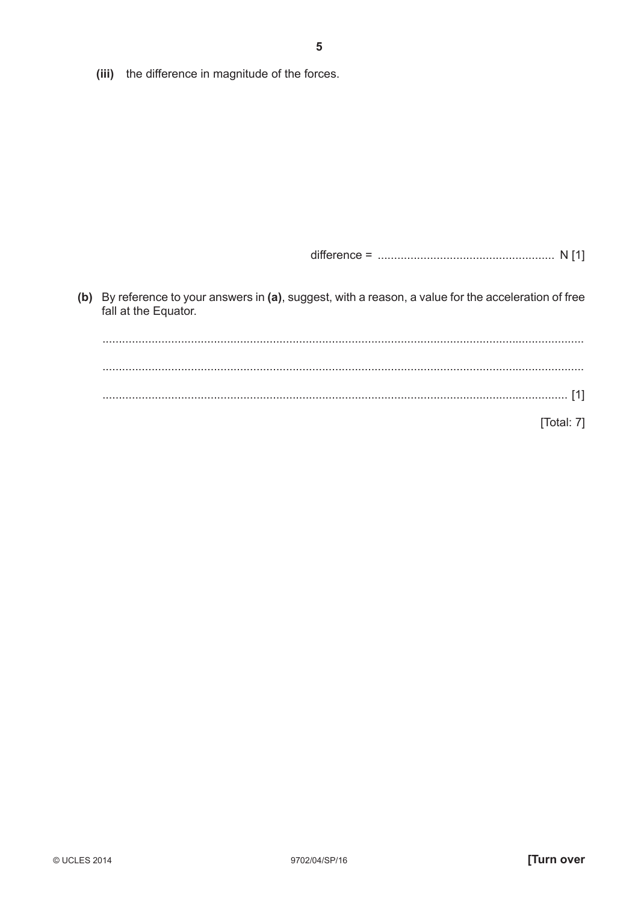(iii) the difference in magnitude of the forces.

difference = ..................................................... N [1]

**(b)** By reference to your answers in **(a)**, suggest, with a reason, a value for the acceleration of free fall at the Equator.

..........................................................................................................................................

..........................................................................................................................................

.................................................................................................................................... [1]

[Total: 7]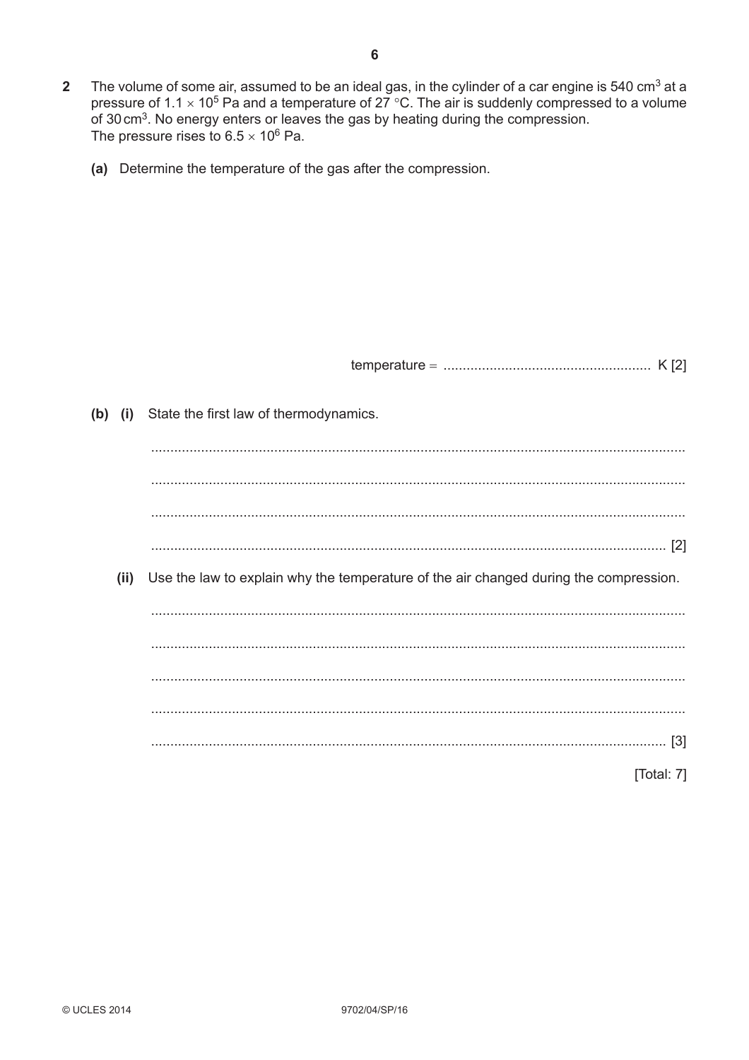**2** The volume of some air, assumed to be an ideal gas, in the cylinder of a car engine is 540 $cm^3$ at a pressure of $1.1 \times 10^5$ Pa and a temperature of 27 °C. The air is suddenly compressed to a volume of 30 $cm^3$. No energy enters or leaves the gas by heating during the compression. The pressure rises to $6.5 \times 10^6$ Pa.

**(a)** Determine the temperature of the gas after the compression.

temperature = ..................................................... K [2]

**(b) (i)** State the first law of thermodynamics.

...........................................................................................................................................

...........................................................................................................................................

...........................................................................................................................................

..................................................................................................................................... [2]

**(ii)** Use the law to explain why the temperature of the air changed during the compression.

...........................................................................................................................................

...........................................................................................................................................

...........................................................................................................................................

...........................................................................................................................................

..................................................................................................................................... [3]

[Total: 7]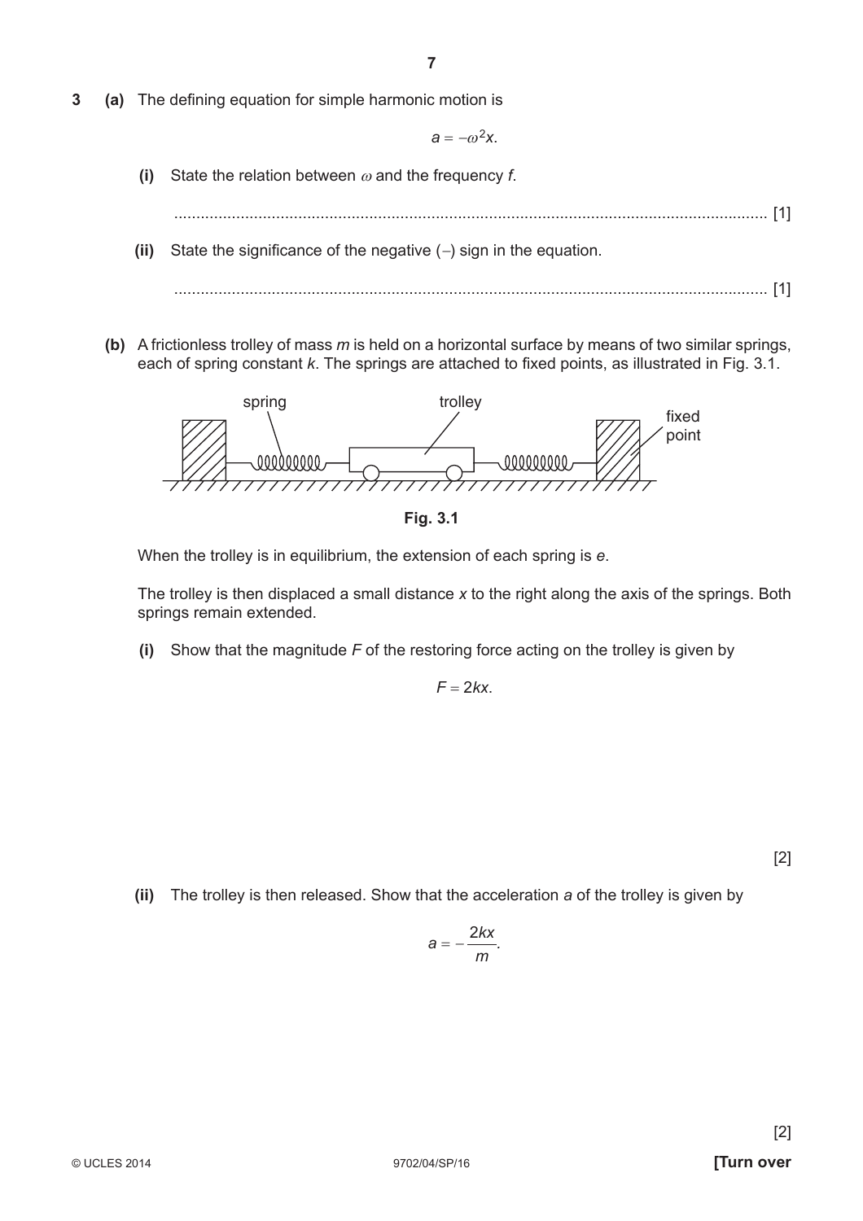**3** **(a)** The defining equation for simple harmonic motion is

$$a = -\omega^2 x.$$

**(i)** State the relation between $\omega$ and the frequency $f$.

.............................................................................................................................. [1]

**(ii)** State the significance of the negative (–) sign in the equation.

.............................................................................................................................. [1]

**(b)** A frictionless trolley of mass $m$ is held on a horizontal surface by means of two similar springs, each of spring constant $k$. The springs are attached to fixed points, as illustrated in Fig. 3.1.

**Fig. 3.1**

When the trolley is in equilibrium, the extension of each spring is $e$.

The trolley is then displaced a small distance $x$ to the right along the axis of the springs. Both springs remain extended.

**(i)** Show that the magnitude $F$ of the restoring force acting on the trolley is given by

$$F = 2kx.$$

[2]

**(ii)** The trolley is then released. Show that the acceleration $a$ of the trolley is given by

$$a = -\frac{2kx}{m}.$$

[2]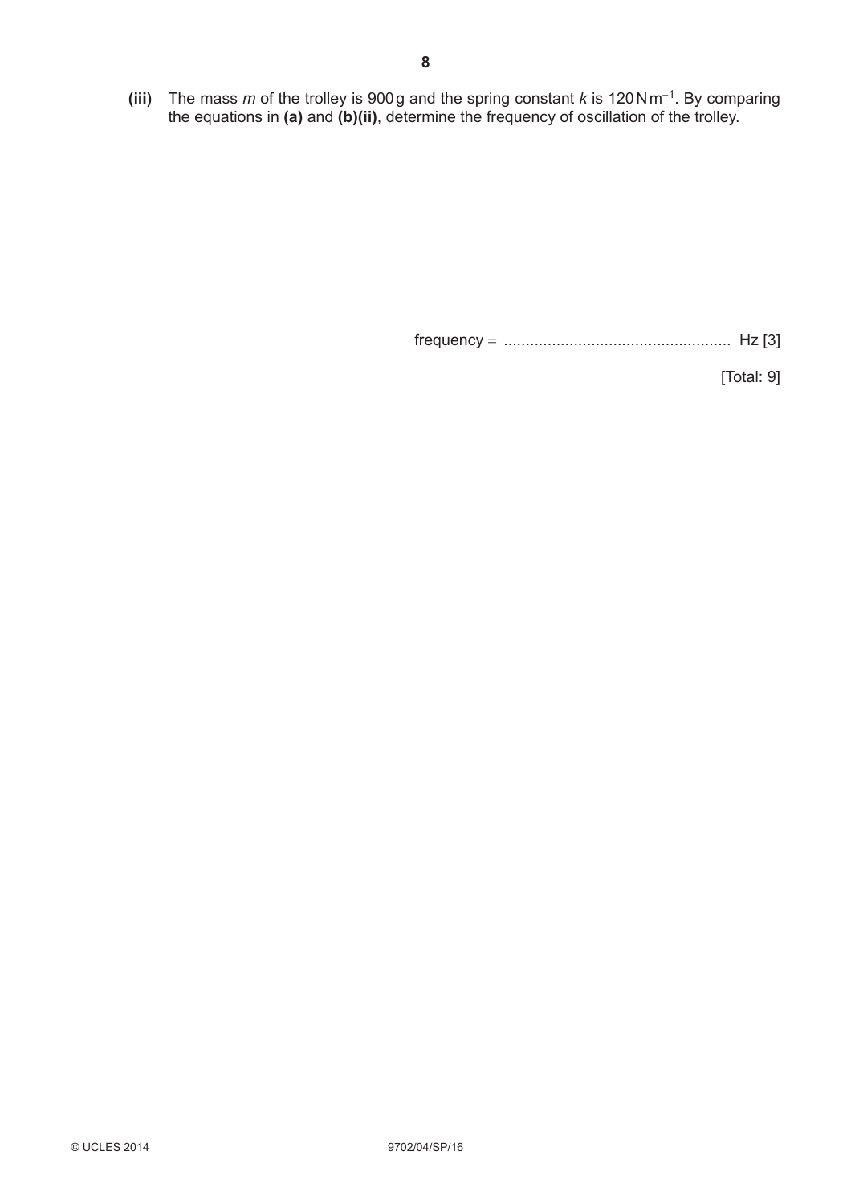**(iii)** The mass $m$ of the trolley is 900 g and the spring constant $k$ is 120 N m$^{-1}$. By comparing the equations in **(a)** and **(b)(ii)**, determine the frequency of oscillation of the trolley.

frequency = .................................................... Hz [3]

[Total: 9]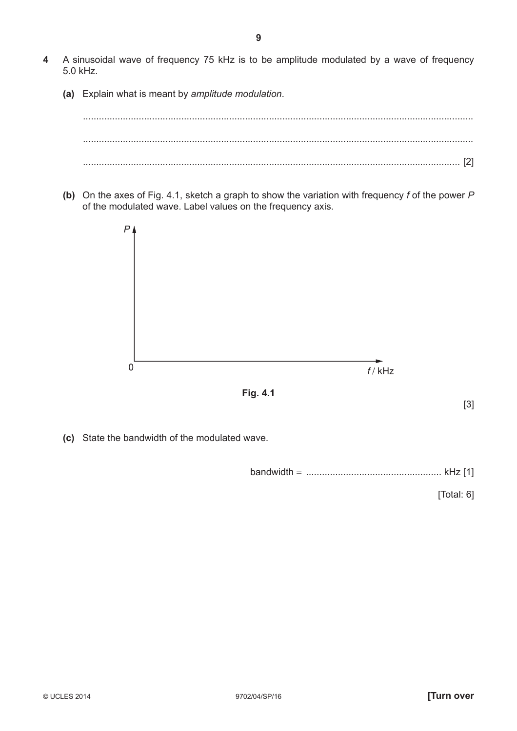**4** A sinusoidal wave of frequency 75 kHz is to be amplitude modulated by a wave of frequency 5.0 kHz.

**(a)** Explain what is meant by *amplitude modulation*.

..................................................................................................................................................

..................................................................................................................................................

.............................................................................................................................................. [2]

**(b)** On the axes of Fig. 4.1, sketch a graph to show the variation with frequency $f$ of the power $P$ of the modulated wave. Label values on the frequency axis.

$P$

0 $f$ / kHz

**Fig. 4.1**

[3]

**(c)** State the bandwidth of the modulated wave.

bandwidth = .................................................. kHz [1]

[Total: 6]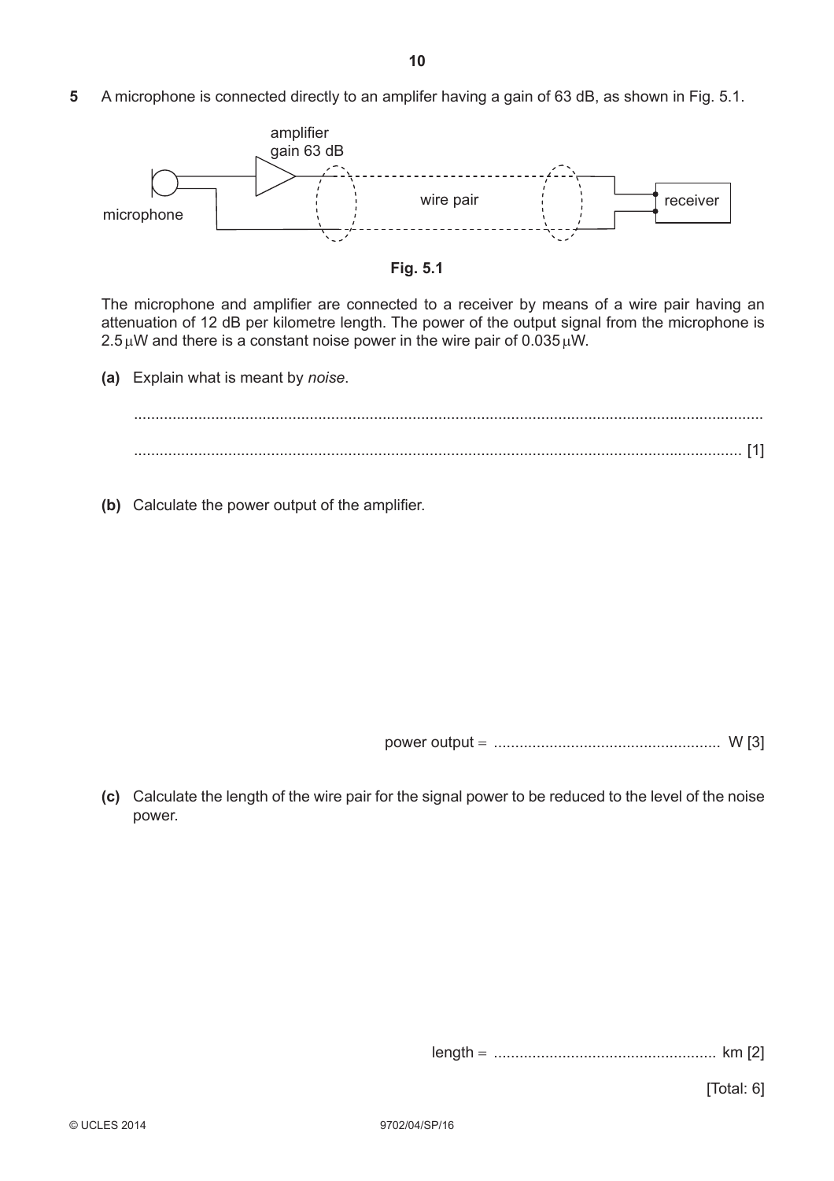**5** A microphone is connected directly to an amplifer having a gain of 63 dB, as shown in Fig. 5.1.

Fig. 5.1

The microphone and amplifier are connected to a receiver by means of a wire pair having an attenuation of 12 dB per kilometre length. The power of the output signal from the microphone is $2.5\,\mu W$ and there is a constant noise power in the wire pair of $0.035\,\mu W$.

**(a)** Explain what is meant by *noise*.

.......................................................................................................................................

....................................................................................................................................... [1]

**(b)** Calculate the power output of the amplifier.

power output = .................................................... W [3]

**(c)** Calculate the length of the wire pair for the signal power to be reduced to the level of the noise power.

length = .................................................... km [2]

[Total: 6]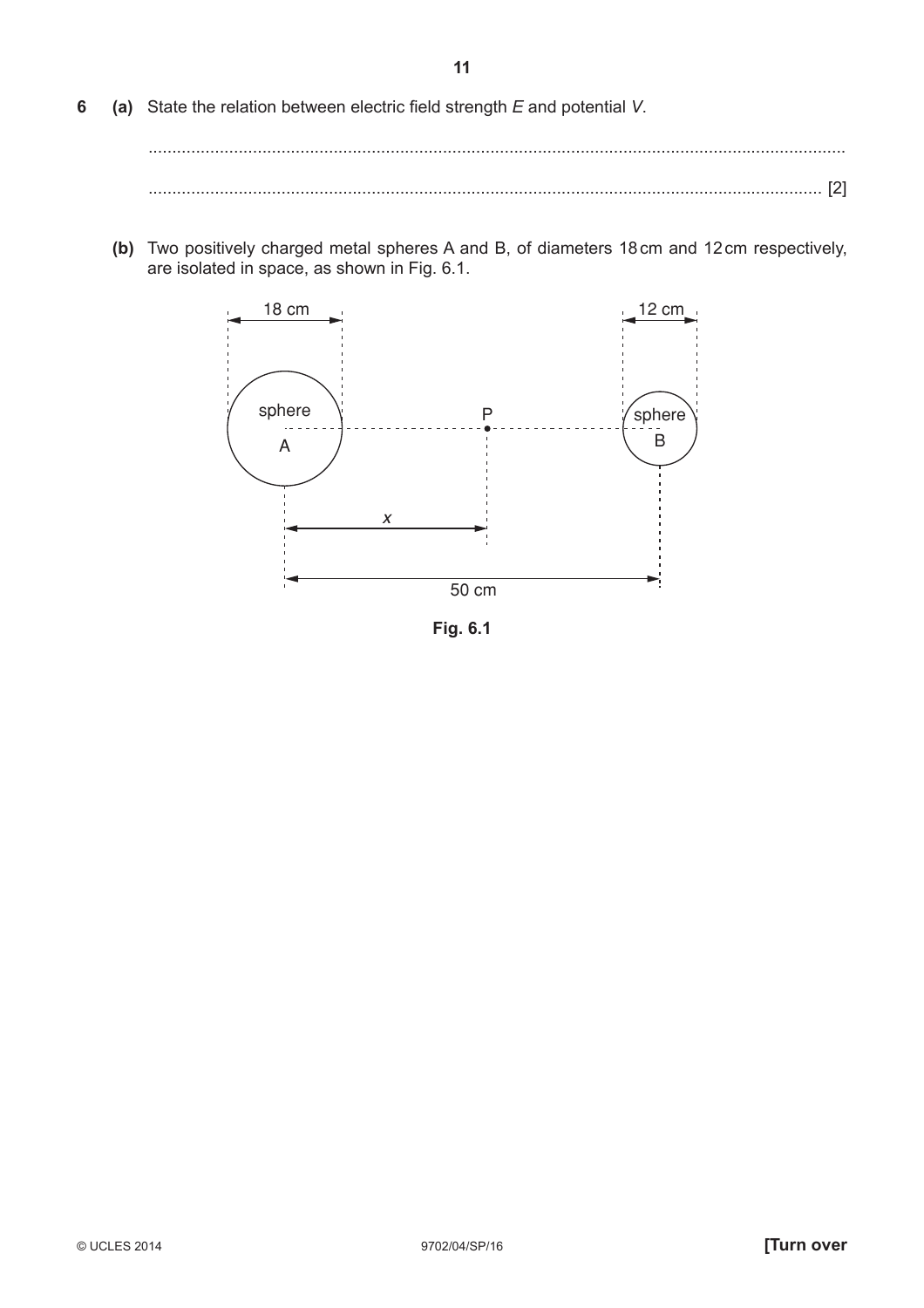**6** **(a)** State the relation between electric field strength $E$ and potential $V$.

..........................................................................................................................................

.......................................................................................................................................... [2]

**(b)** Two positively charged metal spheres A and B, of diameters 18 cm and 12 cm respectively, are isolated in space, as shown in Fig. 6.1.

**Fig. 6.1**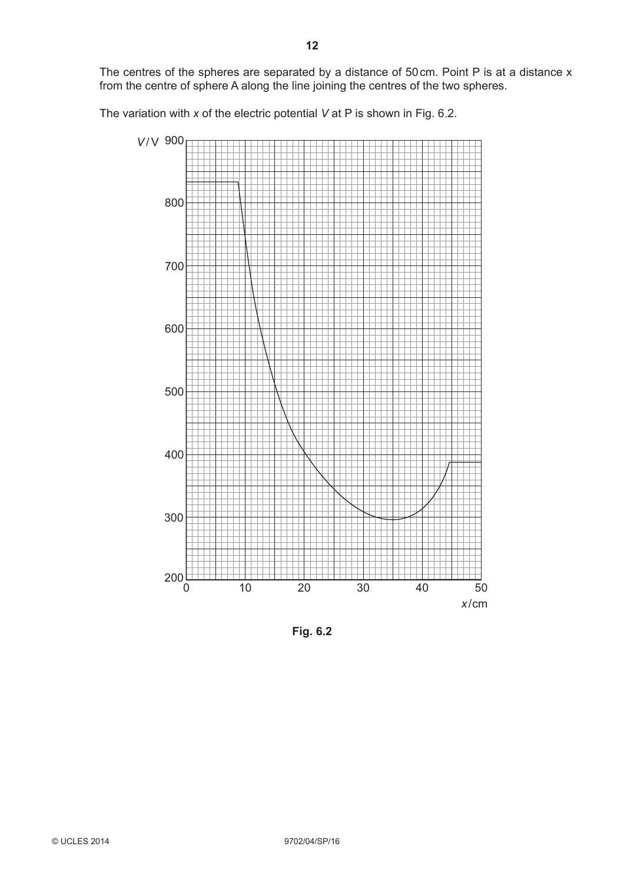The centres of the spheres are separated by a distance of 50 cm. Point P is at a distance x from the centre of sphere A along the line joining the centres of the two spheres.

The variation with *x* of the electric potential *V* at P is shown in Fig. 6.2.

**Fig. 6.2**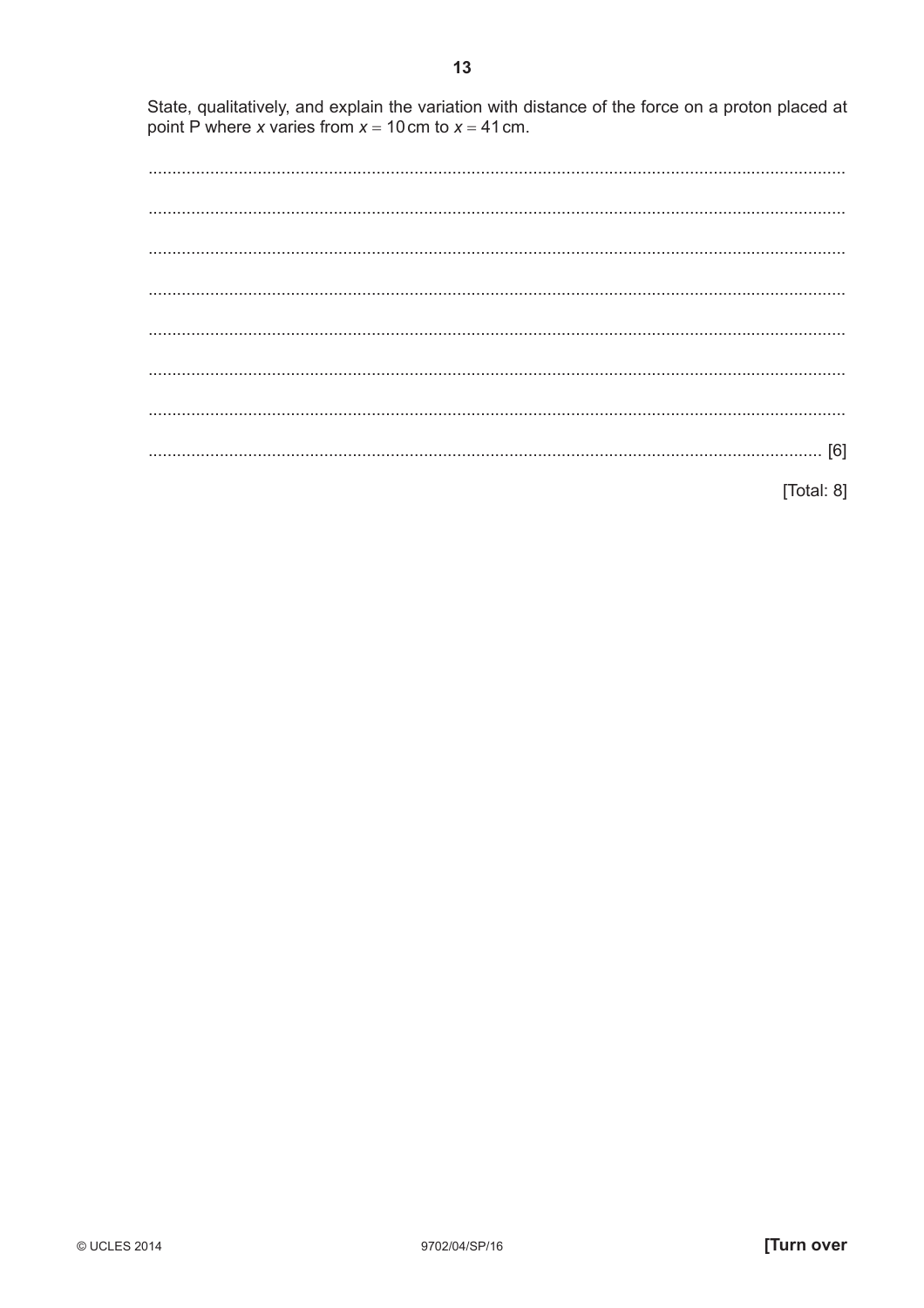State, qualitatively, and explain the variation with distance of the force on a proton placed at point P where $x$ varies from $x = 10\,\text{cm}$ to $x = 41\,\text{cm}$.

..........................................................................................................................................

..........................................................................................................................................

..........................................................................................................................................

..........................................................................................................................................

..........................................................................................................................................

..........................................................................................................................................

..........................................................................................................................................

.................................................................................................................................... [6]

[Total: 8]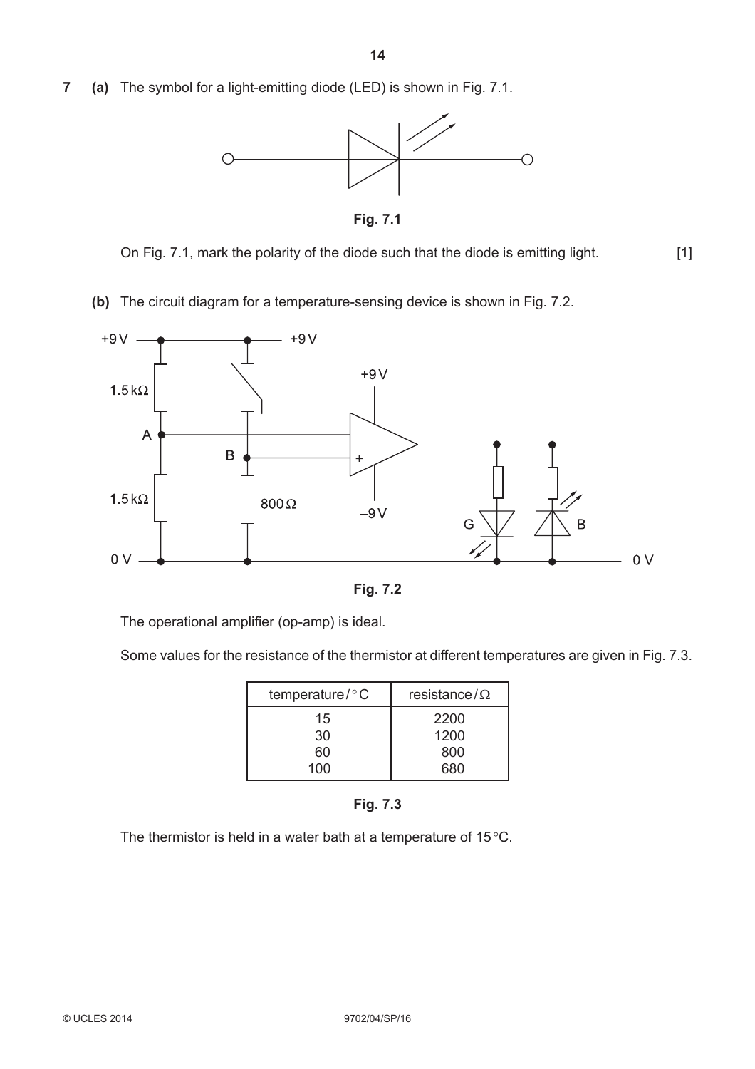**7 (a)** The symbol for a light-emitting diode (LED) is shown in Fig. 7.1.

Fig. 7.1

On Fig. 7.1, mark the polarity of the diode such that the diode is emitting light. [1]

**(b)** The circuit diagram for a temperature-sensing device is shown in Fig. 7.2.

Fig. 7.2

The operational amplifier (op-amp) is ideal.

Some values for the resistance of the thermistor at different temperatures are given in Fig. 7.3.

| temperature / °C | resistance / Ω |
|---|---|
| 15 | 2200 |
| 30 | 1200 |
| 60 | 800 |
| 100 | 680 |

Fig. 7.3

The thermistor is held in a water bath at a temperature of 15 °C.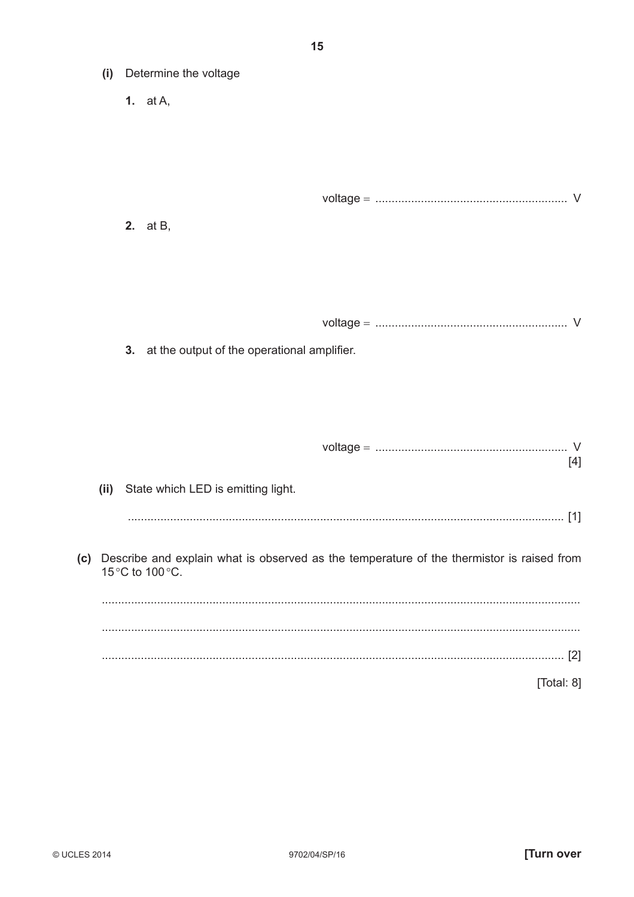**(i)** Determine the voltage

**1.** at A,

voltage = ........................................................... V

**2.** at B,

voltage = ........................................................... V

**3.** at the output of the operational amplifier.

voltage = ........................................................... V
[4]

**(ii)** State which LED is emitting light.

..................................................................................................................................... [1]

**(c)** Describe and explain what is observed as the temperature of the thermistor is raised from 15 °C to 100 °C.

.................................................................................................................................................

.................................................................................................................................................

............................................................................................................................................. [2]

[Total: 8]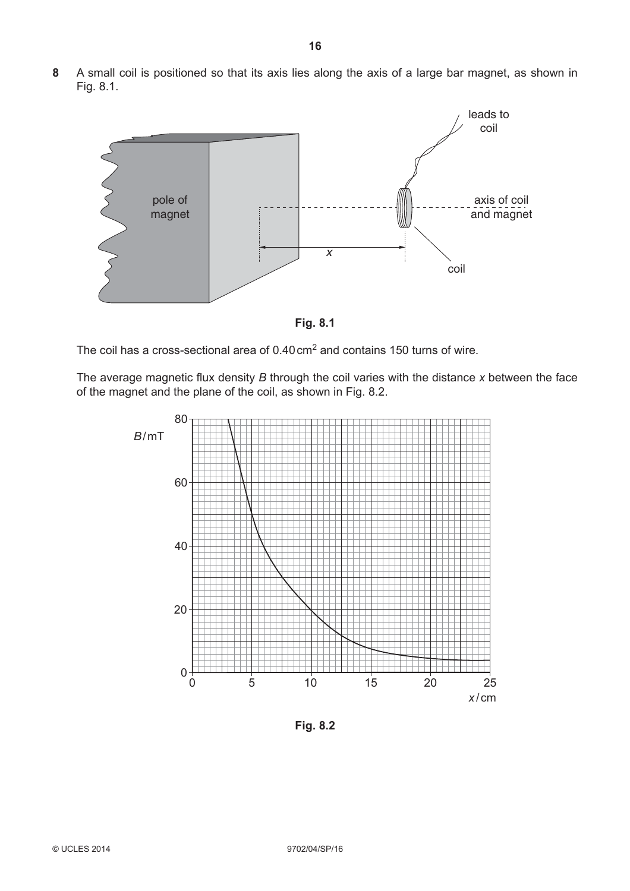**8** A small coil is positioned so that its axis lies along the axis of a large bar magnet, as shown in Fig. 8.1.

**Fig. 8.1**

The coil has a cross-sectional area of $0.40\,cm^2$ and contains 150 turns of wire.

The average magnetic flux density $B$ through the coil varies with the distance $x$ between the face of the magnet and the plane of the coil, as shown in Fig. 8.2.

**Fig. 8.2**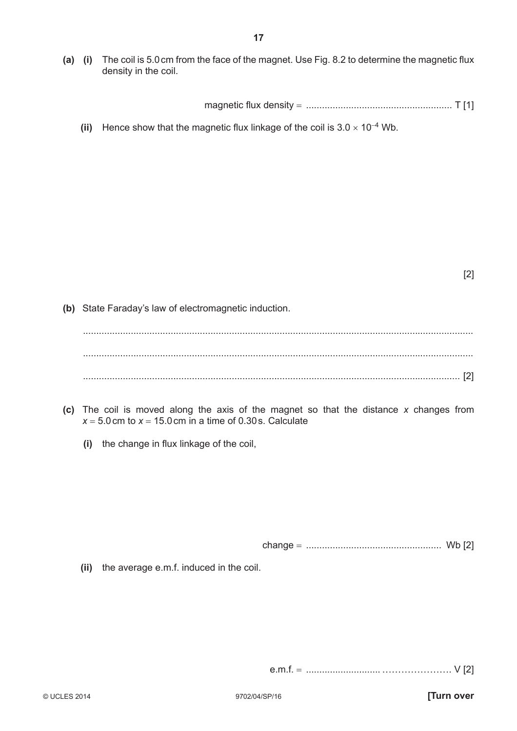**(a)** **(i)** The coil is 5.0 cm from the face of the magnet. Use Fig. 8.2 to determine the magnetic flux density in the coil.

magnetic flux density = ...................................................... T [1]

**(ii)** Hence show that the magnetic flux linkage of the coil is $3.0 \times 10^{-4}$ Wb.

[2]

**(b)** State Faraday's law of electromagnetic induction.

...................................................................................................................................................

...................................................................................................................................................

............................................................................................................................................. [2]

**(c)** The coil is moved along the axis of the magnet so that the distance $x$ changes from $x = 5.0$ cm to $x = 15.0$ cm in a time of 0.30 s. Calculate

**(i)** the change in flux linkage of the coil,

change = .................................................. Wb [2]

**(ii)** the average e.m.f. induced in the coil.

e.m.f. = ........................................................ V [2]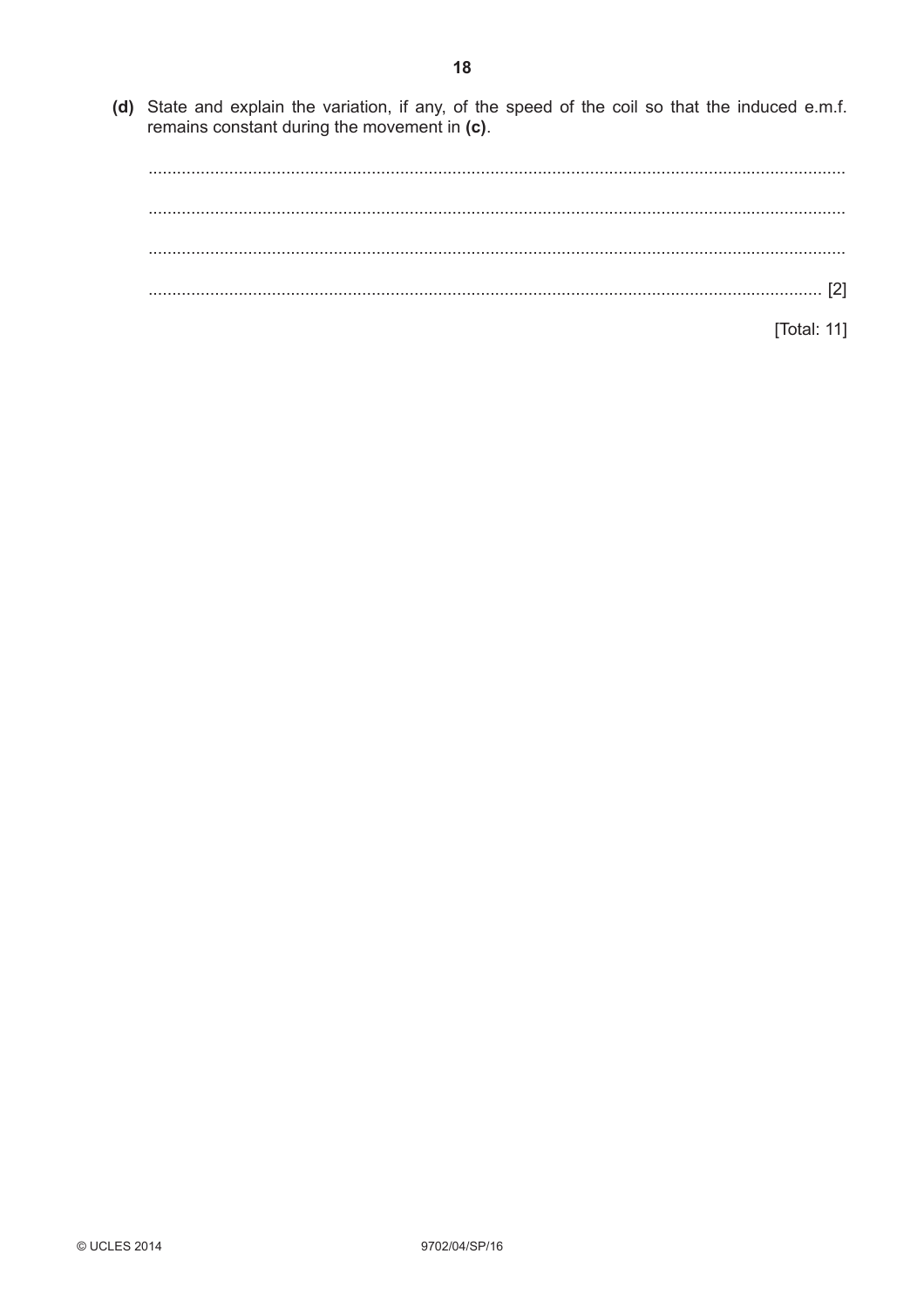**(d)** State and explain the variation, if any, of the speed of the coil so that the induced e.m.f. remains constant during the movement in **(c)**.

..........................................................................................................................................

..........................................................................................................................................

..........................................................................................................................................

.................................................................................................................................... [2]

[Total: 11]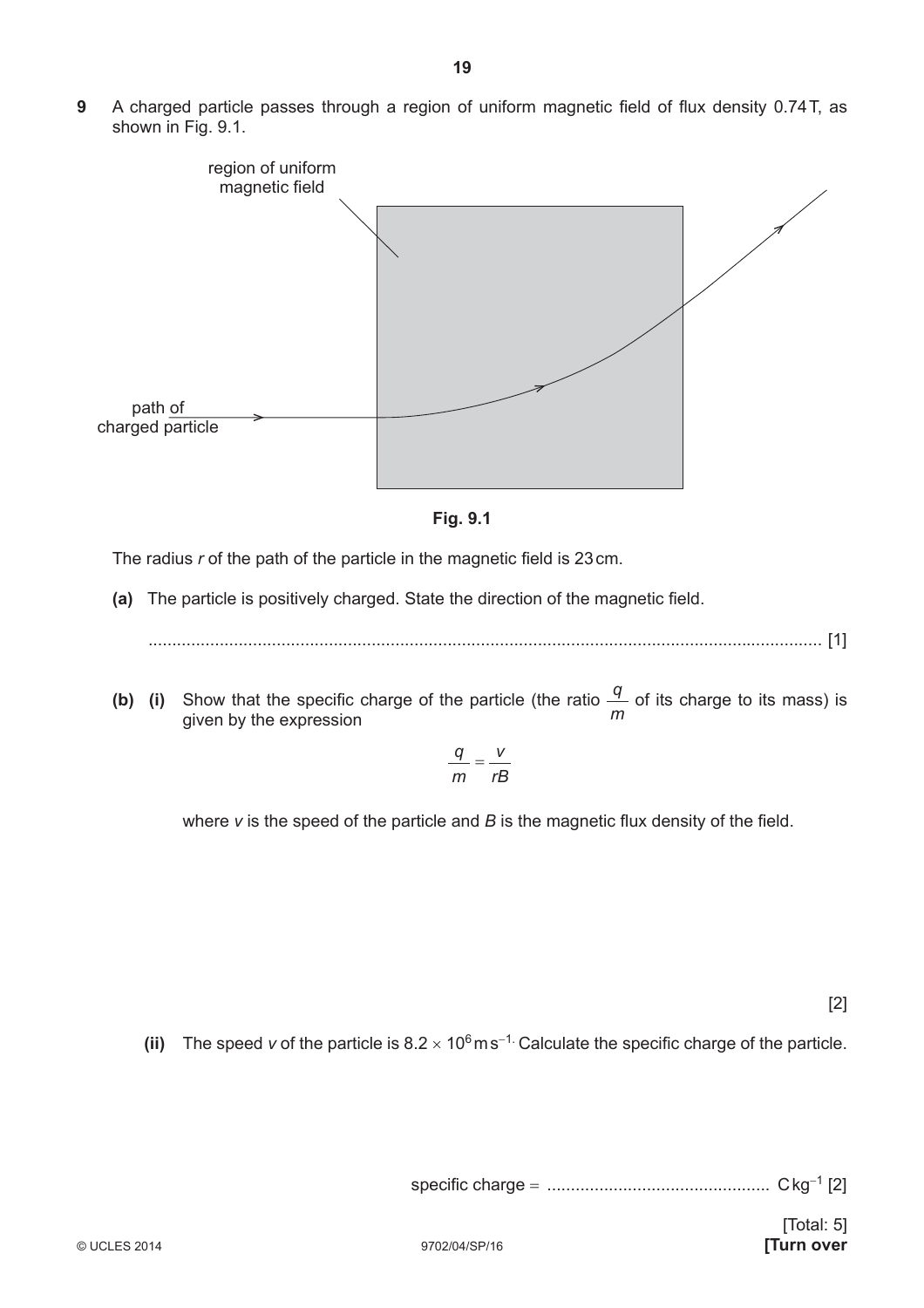**9** A charged particle passes through a region of uniform magnetic field of flux density 0.74 T, as shown in Fig. 9.1.

region of uniform magnetic field

path of charged particle

**Fig. 9.1**

The radius $r$ of the path of the particle in the magnetic field is 23 cm.

**(a)** The particle is positively charged. State the direction of the magnetic field.

.............................................................................................................................................. [1]

**(b) (i)** Show that the specific charge of the particle (the ratio $\frac{q}{m}$ of its charge to its mass) is given by the expression

$$\frac{q}{m} = \frac{v}{rB}$$

where $v$ is the speed of the particle and $B$ is the magnetic flux density of the field.

[2]

**(ii)** The speed $v$ of the particle is $8.2 \times 10^6 \, \text{m s}^{-1}$. Calculate the specific charge of the particle.

specific charge = .............................................. $\text{C kg}^{-1}$ [2]

[Total: 5]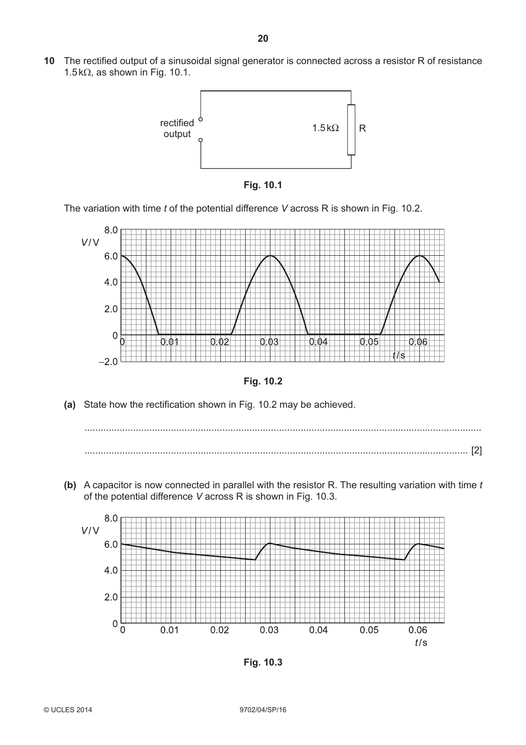**10** The rectified output of a sinusoidal signal generator is connected across a resistor R of resistance 1.5 kΩ, as shown in Fig. 10.1.

Fig. 10.1

The variation with time $t$ of the potential difference $V$ across R is shown in Fig. 10.2.

Fig. 10.2

**(a)** State how the rectification shown in Fig. 10.2 may be achieved.

..........................................................................................................................................

.......................................................................................................................................... [2]

**(b)** A capacitor is now connected in parallel with the resistor R. The resulting variation with time $t$ of the potential difference $V$ across R is shown in Fig. 10.3.

Fig. 10.3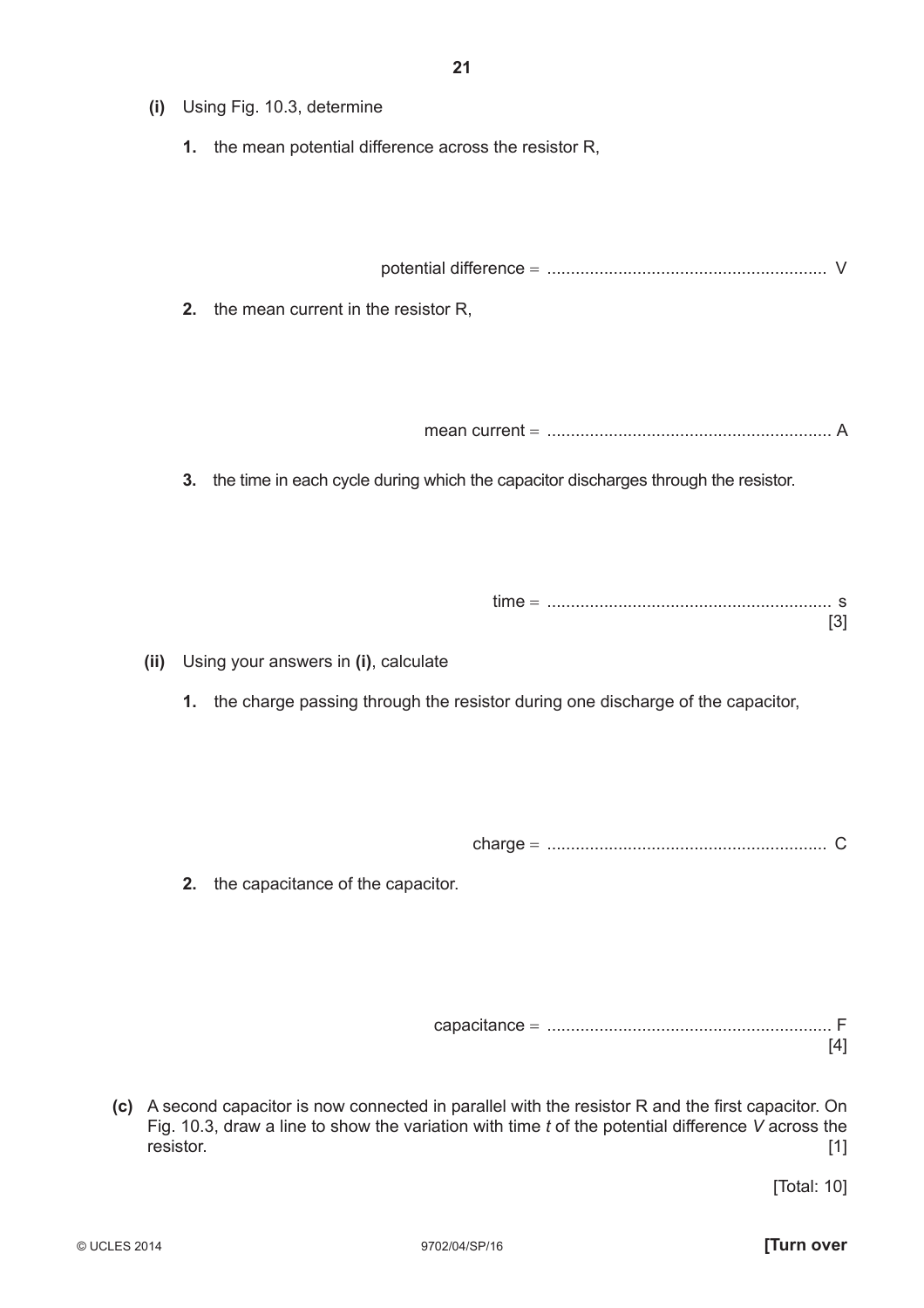**(i)** Using Fig. 10.3, determine

**1.** the mean potential difference across the resistor R,

potential difference = ........................................................... V

**2.** the mean current in the resistor R,

mean current = ........................................................... A

**3.** the time in each cycle during which the capacitor discharges through the resistor.

time = ........................................................... s
[3]

**(ii)** Using your answers in **(i)**, calculate

**1.** the charge passing through the resistor during one discharge of the capacitor,

charge = ........................................................... C

**2.** the capacitance of the capacitor.

capacitance = ........................................................... F
[4]

**(c)** A second capacitor is now connected in parallel with the resistor R and the first capacitor. On Fig. 10.3, draw a line to show the variation with time $t$ of the potential difference $V$ across the resistor. [1]

[Total: 10]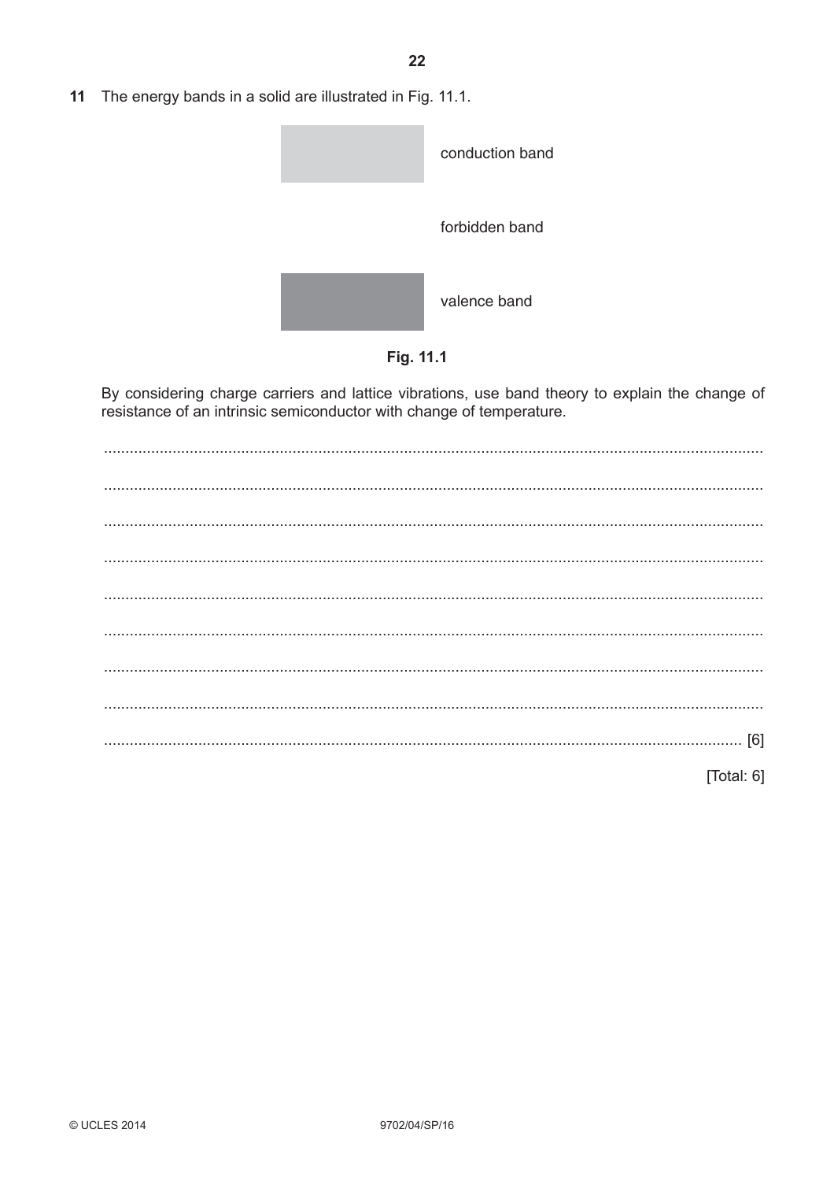**11** The energy bands in a solid are illustrated in Fig. 11.1.

conduction band

forbidden band

valence band

**Fig. 11.1**

By considering charge carriers and lattice vibrations, use band theory to explain the change of resistance of an intrinsic semiconductor with change of temperature.

...........................................................................................................................................

...........................................................................................................................................

...........................................................................................................................................

...........................................................................................................................................

...........................................................................................................................................

...........................................................................................................................................

...........................................................................................................................................

...........................................................................................................................................

..................................................................................................................................... [6]

[Total: 6]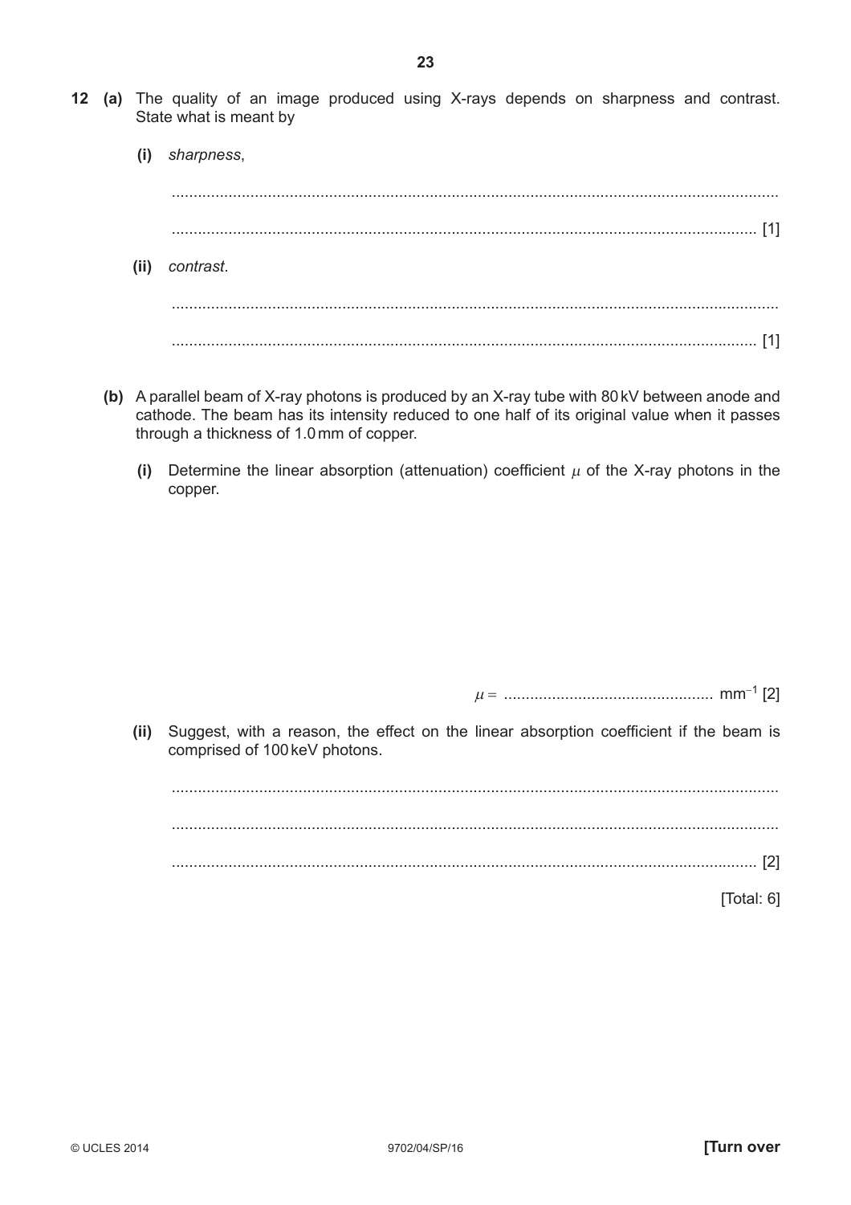**12 (a)** The quality of an image produced using X-rays depends on sharpness and contrast. State what is meant by

**(i)** *sharpness*,

..........................................................................................................................................

.................................................................................................................................... [1]

**(ii)** *contrast*.

..........................................................................................................................................

.................................................................................................................................... [1]

**(b)** A parallel beam of X-ray photons is produced by an X-ray tube with 80 kV between anode and cathode. The beam has its intensity reduced to one half of its original value when it passes through a thickness of 1.0 mm of copper.

**(i)** Determine the linear absorption (attenuation) coefficient $\mu$ of the X-ray photons in the copper.

$\mu$ = ................................................ $mm^{-1}$ [2]

**(ii)** Suggest, with a reason, the effect on the linear absorption coefficient if the beam is comprised of 100 keV photons.

..........................................................................................................................................

..........................................................................................................................................

.................................................................................................................................... [2]

[Total: 6]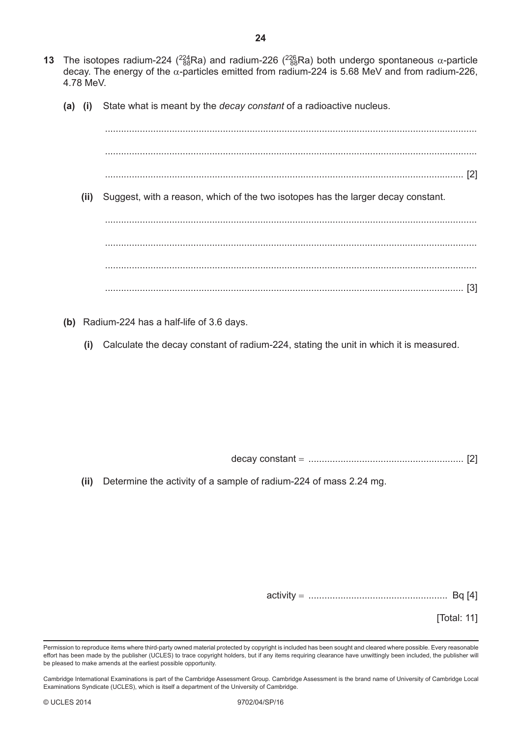**13** The isotopes radium-224 ($^{224}_{88}$Ra) and radium-226 ($^{226}_{88}$Ra) both undergo spontaneous α-particle decay. The energy of the α-particles emitted from radium-224 is 5.68 MeV and from radium-226, 4.78 MeV.

**(a) (i)** State what is meant by the *decay constant* of a radioactive nucleus.

..........................................................................................................................................

..........................................................................................................................................

...................................................................................................................................... [2]

**(ii)** Suggest, with a reason, which of the two isotopes has the larger decay constant.

..........................................................................................................................................

..........................................................................................................................................

..........................................................................................................................................

...................................................................................................................................... [3]

**(b)** Radium-224 has a half-life of 3.6 days.

**(i)** Calculate the decay constant of radium-224, stating the unit in which it is measured.

decay constant = ......................................................... [2]

**(ii)** Determine the activity of a sample of radium-224 of mass 2.24 mg.

activity = ................................................... Bq [4]

[Total: 11]

Permission to reproduce items where third-party owned material protected by copyright is included has been sought and cleared where possible. Every reasonable effort has been made by the publisher (UCLES) to trace copyright holders, but if any items requiring clearance have unwittingly been included, the publisher will be pleased to make amends at the earliest possible opportunity.

Cambridge International Examinations is part of the Cambridge Assessment Group. Cambridge Assessment is the brand name of University of Cambridge Local Examinations Syndicate (UCLES), which is itself a department of the University of Cambridge.